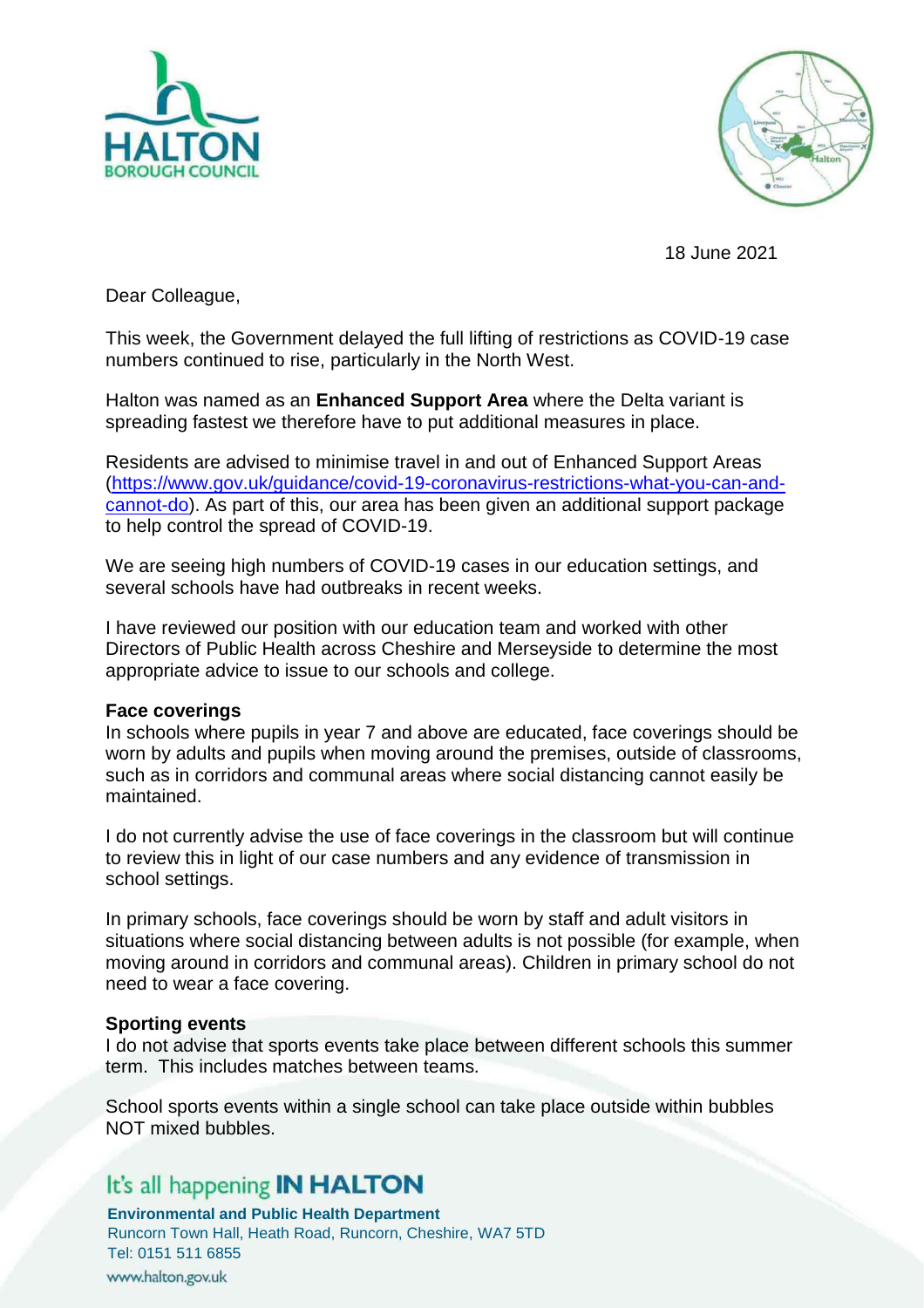18 June 2021

Dear Colleague,

This week, the Government delayed the full lifting of restrictions as COVID-19 case numbers continued to rise, particularly in the North West.

Halton was named as an **Enhanced Support Area** where the Delta variant is spreading fastest we therefore have to put additional measures in place.

Residents are advised to minimise travel in and out of Enhanced Support Areas (https://www.gov.uk/guidance/covid-19-coronavirus-restrictions-what-you-can-and-cannot-do). As part of this, our area has been given an additional support package to help control the spread of COVID-19.

We are seeing high numbers of COVID-19 cases in our education settings, and several schools have had outbreaks in recent weeks.

I have reviewed our position with our education team and worked with other Directors of Public Health across Cheshire and Merseyside to determine the most appropriate advice to issue to our schools and college.

**Face coverings**

In schools where pupils in year 7 and above are educated, face coverings should be worn by adults and pupils when moving around the premises, outside of classrooms, such as in corridors and communal areas where social distancing cannot easily be maintained.

I do not currently advise the use of face coverings in the classroom but will continue to review this in light of our case numbers and any evidence of transmission in school settings.

In primary schools, face coverings should be worn by staff and adult visitors in situations where social distancing between adults is not possible (for example, when moving around in corridors and communal areas). Children in primary school do not need to wear a face covering.

**Sporting events**

I do not advise that sports events take place between different schools this summer term. This includes matches between teams.

School sports events within a single school can take place outside within bubbles NOT mixed bubbles.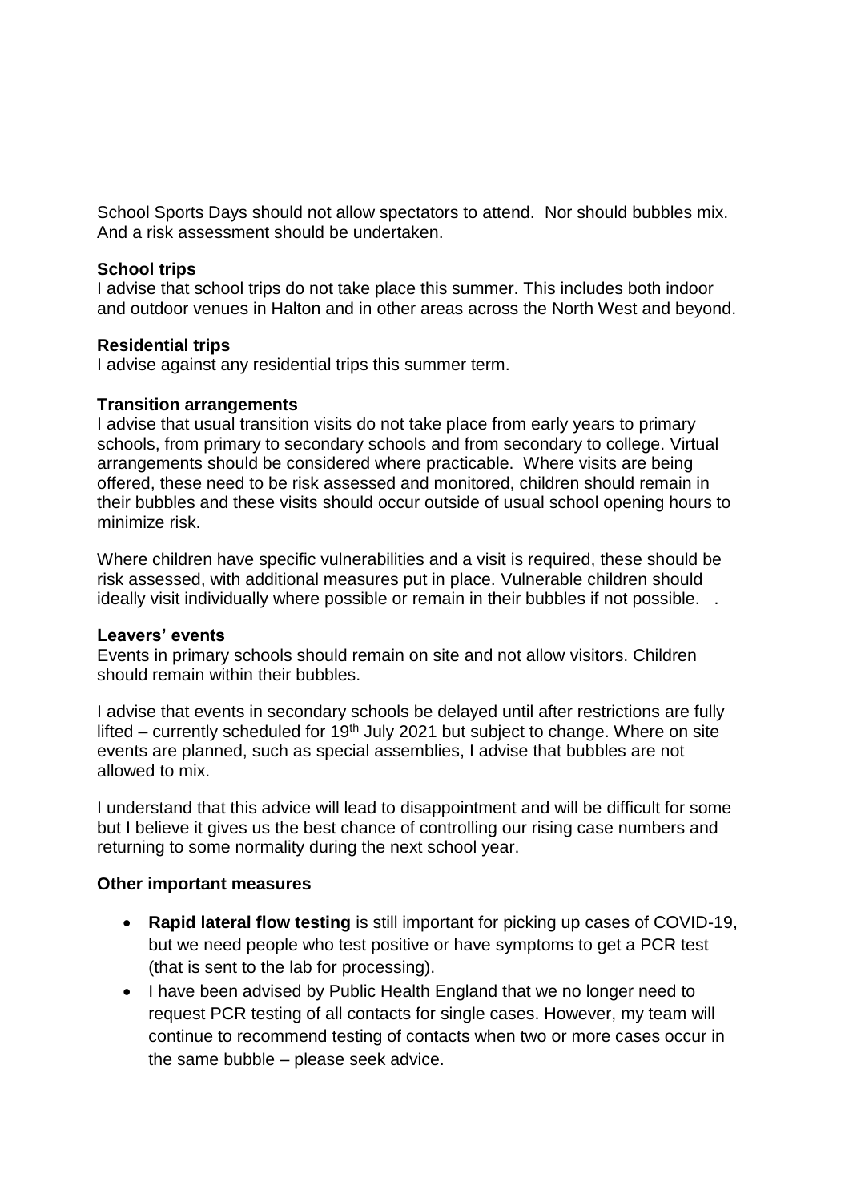School Sports Days should not allow spectators to attend. Nor should bubbles mix. And a risk assessment should be undertaken.

**School trips**

I advise that school trips do not take place this summer. This includes both indoor and outdoor venues in Halton and in other areas across the North West and beyond.

**Residential trips**

I advise against any residential trips this summer term.

**Transition arrangements**

I advise that usual transition visits do not take place from early years to primary schools, from primary to secondary schools and from secondary to college. Virtual arrangements should be considered where practicable. Where visits are being offered, these need to be risk assessed and monitored, children should remain in their bubbles and these visits should occur outside of usual school opening hours to minimize risk.

Where children have specific vulnerabilities and a visit is required, these should be risk assessed, with additional measures put in place. Vulnerable children should ideally visit individually where possible or remain in their bubbles if not possible. .

**Leavers' events**

Events in primary schools should remain on site and not allow visitors. Children should remain within their bubbles.

I advise that events in secondary schools be delayed until after restrictions are fully lifted – currently scheduled for 19th July 2021 but subject to change. Where on site events are planned, such as special assemblies, I advise that bubbles are not allowed to mix.

I understand that this advice will lead to disappointment and will be difficult for some but I believe it gives us the best chance of controlling our rising case numbers and returning to some normality during the next school year.

**Other important measures**

- **Rapid lateral flow testing** is still important for picking up cases of COVID-19, but we need people who test positive or have symptoms to get a PCR test (that is sent to the lab for processing).
- I have been advised by Public Health England that we no longer need to request PCR testing of all contacts for single cases. However, my team will continue to recommend testing of contacts when two or more cases occur in the same bubble – please seek advice.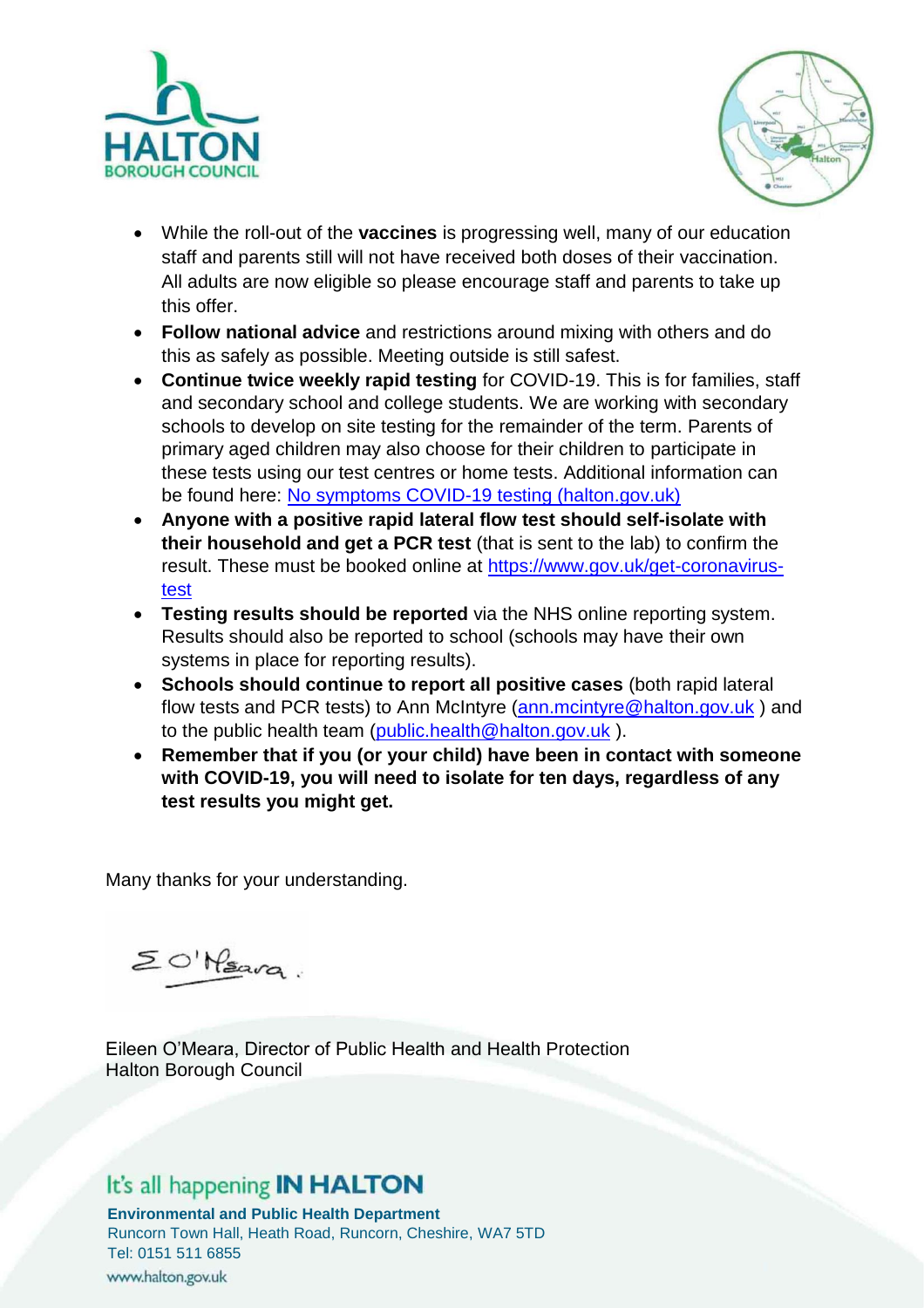- While the roll-out of the **vaccines** is progressing well, many of our education staff and parents still will not have received both doses of their vaccination. All adults are now eligible so please encourage staff and parents to take up this offer.
- **Follow national advice** and restrictions around mixing with others and do this as safely as possible. Meeting outside is still safest.
- **Continue twice weekly rapid testing** for COVID-19. This is for families, staff and secondary school and college students. We are working with secondary schools to develop on site testing for the remainder of the term. Parents of primary aged children may also choose for their children to participate in these tests using our test centres or home tests. Additional information can be found here: [No symptoms COVID-19 testing (halton.gov.uk)](No symptoms COVID-19 testing (halton.gov.uk))
- **Anyone with a positive rapid lateral flow test should self-isolate with their household and get a PCR test** (that is sent to the lab) to confirm the result. These must be booked online at [https://www.gov.uk/get-coronavirus-test](https://www.gov.uk/get-coronavirus-test)
- **Testing results should be reported** via the NHS online reporting system. Results should also be reported to school (schools may have their own systems in place for reporting results).
- **Schools should continue to report all positive cases** (both rapid lateral flow tests and PCR tests) to Ann McIntyre (ann.mcintyre@halton.gov.uk ) and to the public health team (public.health@halton.gov.uk ).
- **Remember that if you (or your child) have been in contact with someone with COVID-19, you will need to isolate for ten days, regardless of any test results you might get.**

Many thanks for your understanding.

E O'Meara

Eileen O'Meara, Director of Public Health and Health Protection
Halton Borough Council

It's all happening **IN HALTON**

**Environmental and Public Health Department**
Runcorn Town Hall, Heath Road, Runcorn, Cheshire, WA7 5TD
Tel: 0151 511 6855
www.halton.gov.uk